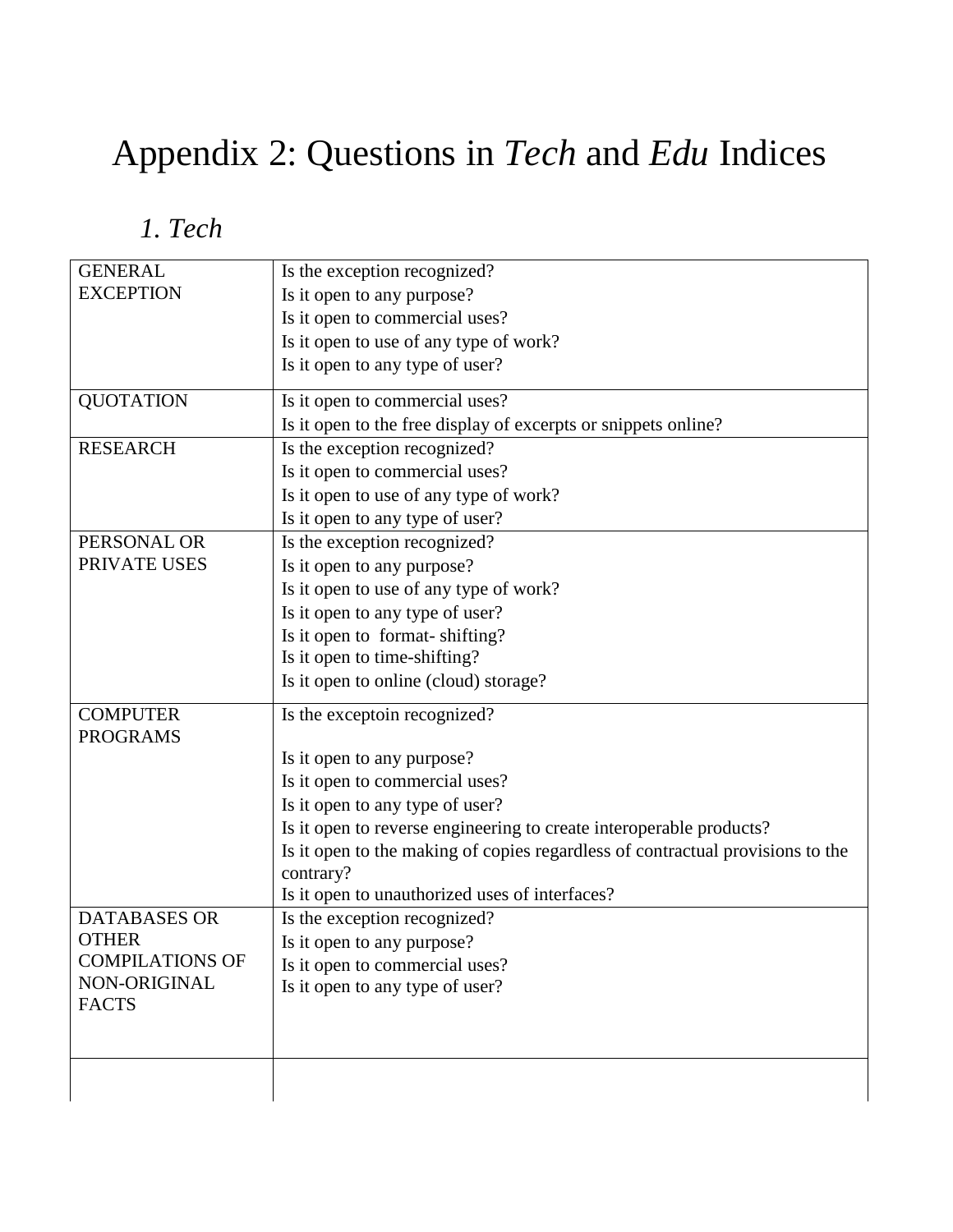# Appendix 2: Questions in *Tech* and *Edu* Indices

## *1. Tech*

| | |
|---|---|
| GENERAL EXCEPTION | Is the exception recognized?<br>Is it open to any purpose?<br>Is it open to commercial uses?<br>Is it open to use of any type of work?<br>Is it open to any type of user? |
| QUOTATION | Is it open to commercial uses?<br>Is it open to the free display of excerpts or snippets online? |
| RESEARCH | Is the exception recognized?<br>Is it open to commercial uses?<br>Is it open to use of any type of work?<br>Is it open to any type of user? |
| PERSONAL OR PRIVATE USES | Is the exception recognized?<br>Is it open to any purpose?<br>Is it open to use of any type of work?<br>Is it open to any type of user?<br>Is it open to format- shifting?<br>Is it open to time-shifting?<br>Is it open to online (cloud) storage? |
| COMPUTER PROGRAMS | Is the exceptoin recognized?<br>Is it open to any purpose?<br>Is it open to commercial uses?<br>Is it open to any type of user?<br>Is it open to reverse engineering to create interoperable products?<br>Is it open to the making of copies regardless of contractual provisions to the contrary?<br>Is it open to unauthorized uses of interfaces? |
| DATABASES OR OTHER COMPILATIONS OF NON-ORIGINAL FACTS | Is the exception recognized?<br>Is it open to any purpose?<br>Is it open to commercial uses?<br>Is it open to any type of user? |
| | |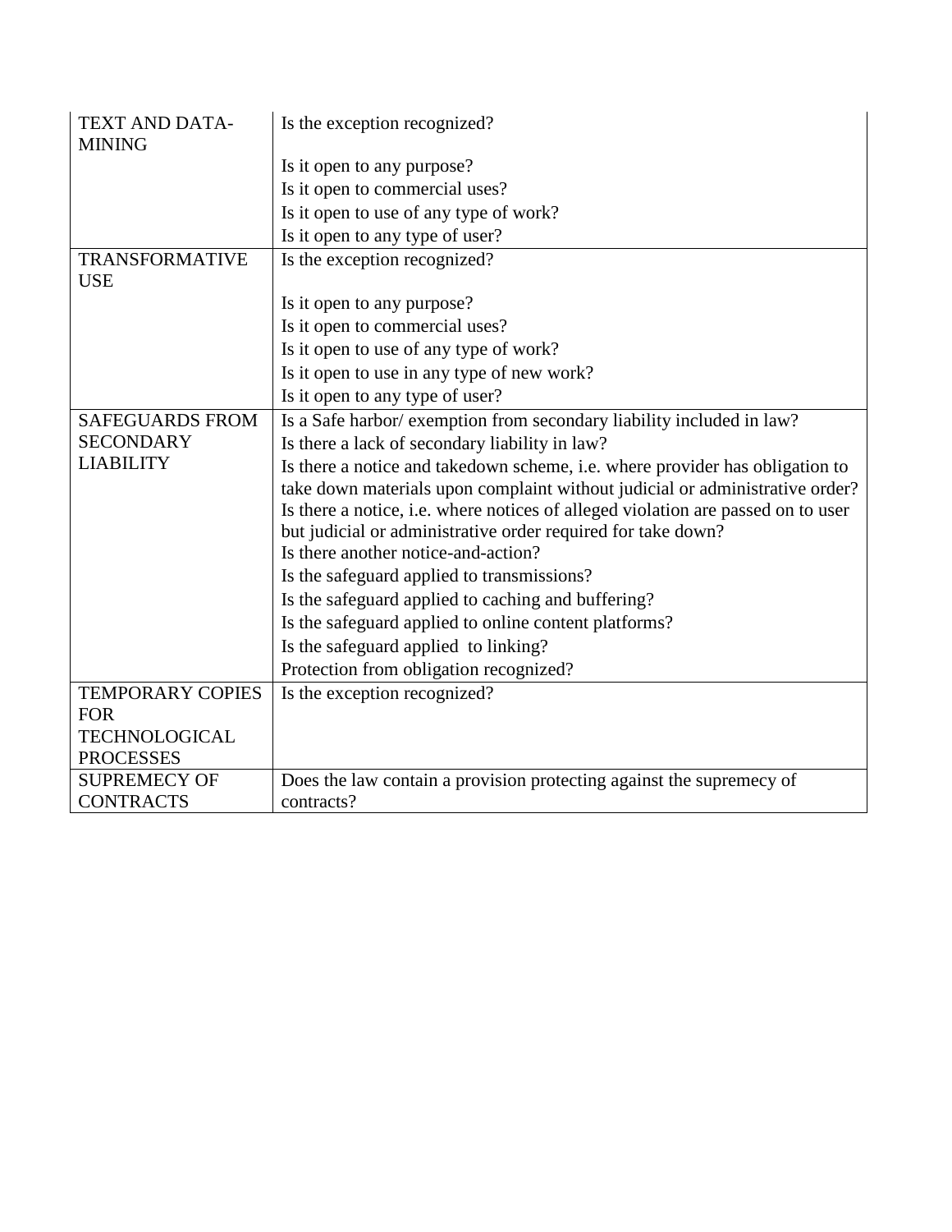| | |
|---|---|
| TEXT AND DATA-MINING | Is the exception recognized? |
| | Is it open to any purpose? |
| | Is it open to commercial uses? |
| | Is it open to use of any type of work? |
| | Is it open to any type of user? |
| TRANSFORMATIVE USE | Is the exception recognized? |
| | Is it open to any purpose? |
| | Is it open to commercial uses? |
| | Is it open to use of any type of work? |
| | Is it open to use in any type of new work? |
| | Is it open to any type of user? |
| SAFEGUARDS FROM SECONDARY LIABILITY | Is a Safe harbor/ exemption from secondary liability included in law? |
| | Is there a lack of secondary liability in law? |
| | Is there a notice and takedown scheme, i.e. where provider has obligation to take down materials upon complaint without judicial or administrative order? |
| | Is there a notice, i.e. where notices of alleged violation are passed on to user but judicial or administrative order required for take down? |
| | Is there another notice-and-action? |
| | Is the safeguard applied to transmissions? |
| | Is the safeguard applied to caching and buffering? |
| | Is the safeguard applied to online content platforms? |
| | Is the safeguard applied to linking? |
| | Protection from obligation recognized? |
| TEMPORARY COPIES FOR TECHNOLOGICAL PROCESSES | Is the exception recognized? |
| SUPREMECY OF CONTRACTS | Does the law contain a provision protecting against the supremecy of contracts? |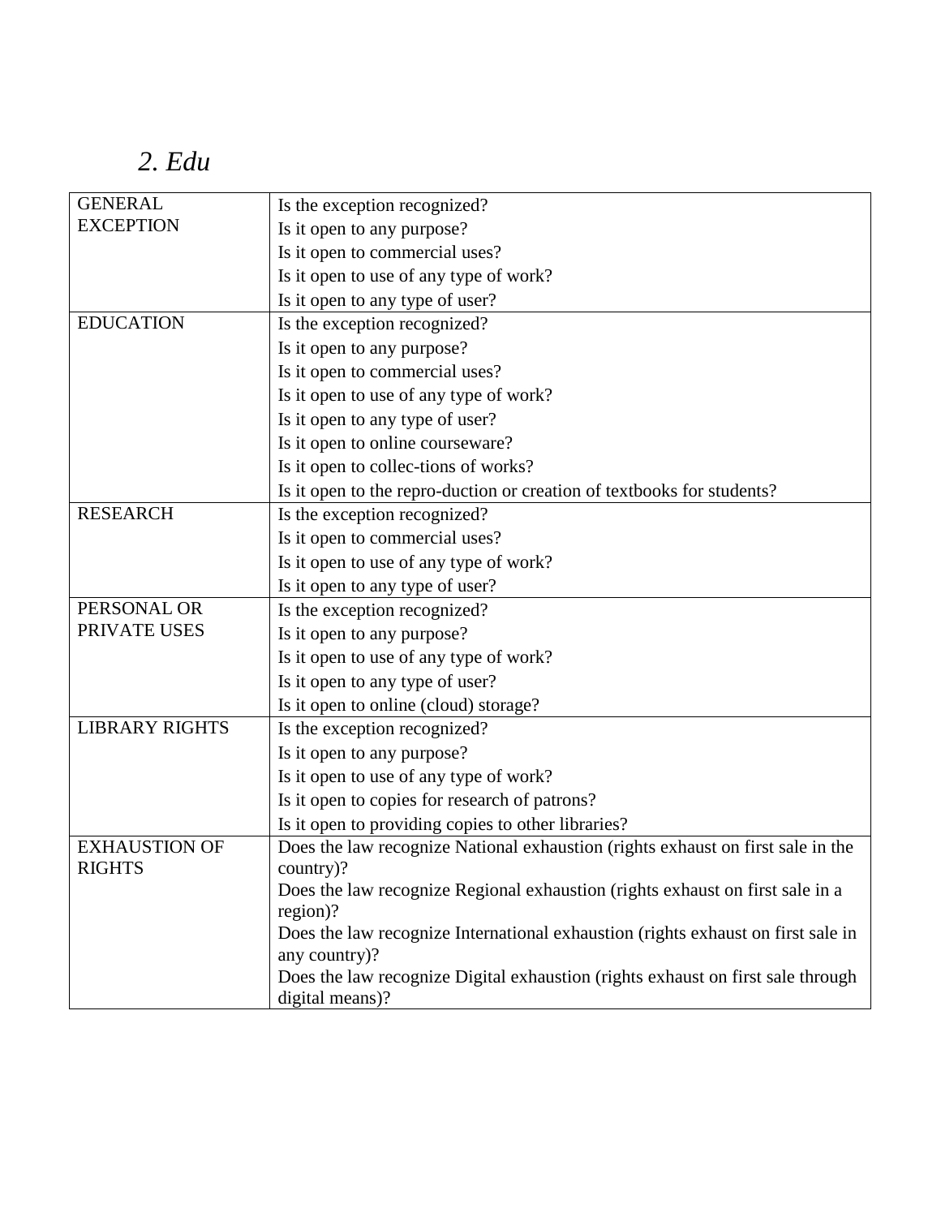*2. Edu*

| | |
|---|---|
| GENERAL EXCEPTION | Is the exception recognized? |
| | Is it open to any purpose? |
| | Is it open to commercial uses? |
| | Is it open to use of any type of work? |
| | Is it open to any type of user? |
| EDUCATION | Is the exception recognized? |
| | Is it open to any purpose? |
| | Is it open to commercial uses? |
| | Is it open to use of any type of work? |
| | Is it open to any type of user? |
| | Is it open to online courseware? |
| | Is it open to collec-tions of works? |
| | Is it open to the repro-duction or creation of textbooks for students? |
| RESEARCH | Is the exception recognized? |
| | Is it open to commercial uses? |
| | Is it open to use of any type of work? |
| | Is it open to any type of user? |
| PERSONAL OR PRIVATE USES | Is the exception recognized? |
| | Is it open to any purpose? |
| | Is it open to use of any type of work? |
| | Is it open to any type of user? |
| | Is it open to online (cloud) storage? |
| LIBRARY RIGHTS | Is the exception recognized? |
| | Is it open to any purpose? |
| | Is it open to use of any type of work? |
| | Is it open to copies for research of patrons? |
| | Is it open to providing copies to other libraries? |
| EXHAUSTION OF RIGHTS | Does the law recognize National exhaustion (rights exhaust on first sale in the country)? |
| | Does the law recognize Regional exhaustion (rights exhaust on first sale in a region)? |
| | Does the law recognize International exhaustion (rights exhaust on first sale in any country)? |
| | Does the law recognize Digital exhaustion (rights exhaust on first sale through digital means)? |